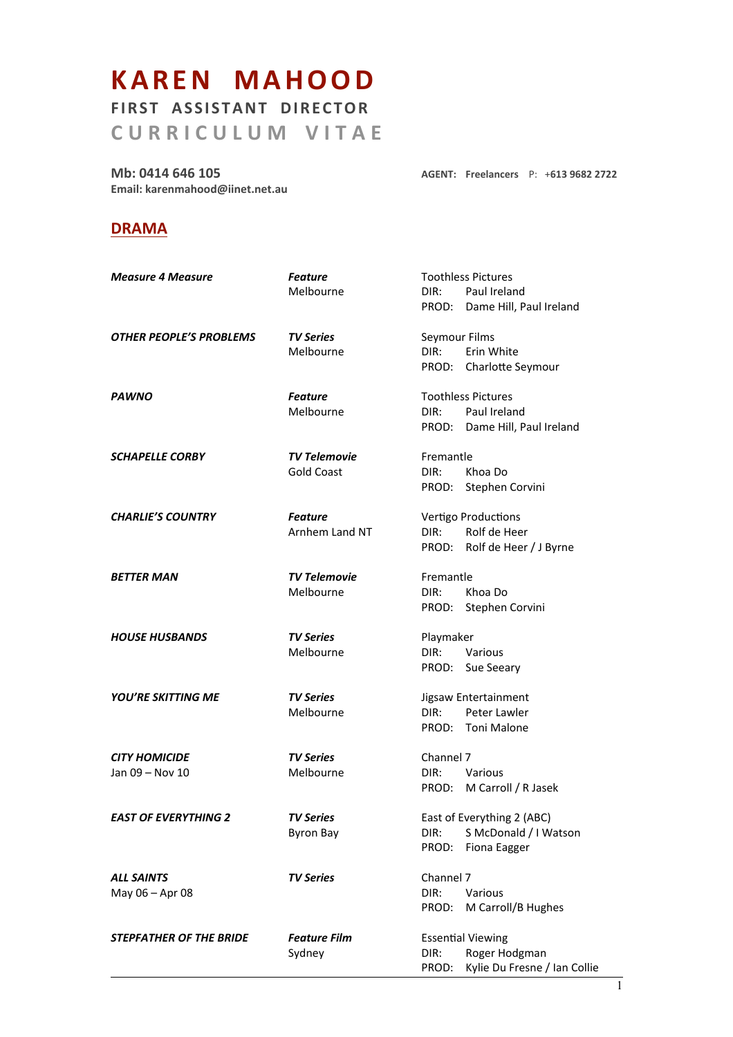# KAREN MAHOOD

## FIRST ASSISTANT DIRECTOR

## CURRICULUM VITAE

**Mb: 0414 646 105**
**Email: karenmahood@iinet.net.au**

**AGENT: Freelancers** P: **+613 9682 2722**

## DRAMA

| | | |
|---|---|---|
| ***Measure 4 Measure*** | ***Feature***<br>Melbourne | Toothless Pictures<br>DIR: Paul Ireland<br>PROD: Dame Hill, Paul Ireland |
| ***OTHER PEOPLE'S PROBLEMS*** | ***TV Series***<br>Melbourne | Seymour Films<br>DIR: Erin White<br>PROD: Charlotte Seymour |
| ***PAWNO*** | ***Feature***<br>Melbourne | Toothless Pictures<br>DIR: Paul Ireland<br>PROD: Dame Hill, Paul Ireland |
| ***SCHAPELLE CORBY*** | ***TV Telemovie***<br>Gold Coast | Fremantle<br>DIR: Khoa Do<br>PROD: Stephen Corvini |
| ***CHARLIE'S COUNTRY*** | ***Feature***<br>Arnhem Land NT | Vertigo Productions<br>DIR: Rolf de Heer<br>PROD: Rolf de Heer / J Byrne |
| ***BETTER MAN*** | ***TV Telemovie***<br>Melbourne | Fremantle<br>DIR: Khoa Do<br>PROD: Stephen Corvini |
| ***HOUSE HUSBANDS*** | ***TV Series***<br>Melbourne | Playmaker<br>DIR: Various<br>PROD: Sue Seeary |
| ***YOU'RE SKITTING ME*** | ***TV Series***<br>Melbourne | Jigsaw Entertainment<br>DIR: Peter Lawler<br>PROD: Toni Malone |
| ***CITY HOMICIDE***<br>Jan 09 – Nov 10 | ***TV Series***<br>Melbourne | Channel 7<br>DIR: Various<br>PROD: M Carroll / R Jasek |
| ***EAST OF EVERYTHING 2*** | ***TV Series***<br>Byron Bay | East of Everything 2 (ABC)<br>DIR: S McDonald / I Watson<br>PROD: Fiona Eagger |
| ***ALL SAINTS***<br>May 06 – Apr 08 | ***TV Series*** | Channel 7<br>DIR: Various<br>PROD: M Carroll/B Hughes |
| ***STEPFATHER OF THE BRIDE*** | ***Feature Film***<br>Sydney | Essential Viewing<br>DIR: Roger Hodgman<br>PROD: Kylie Du Fresne / Ian Collie |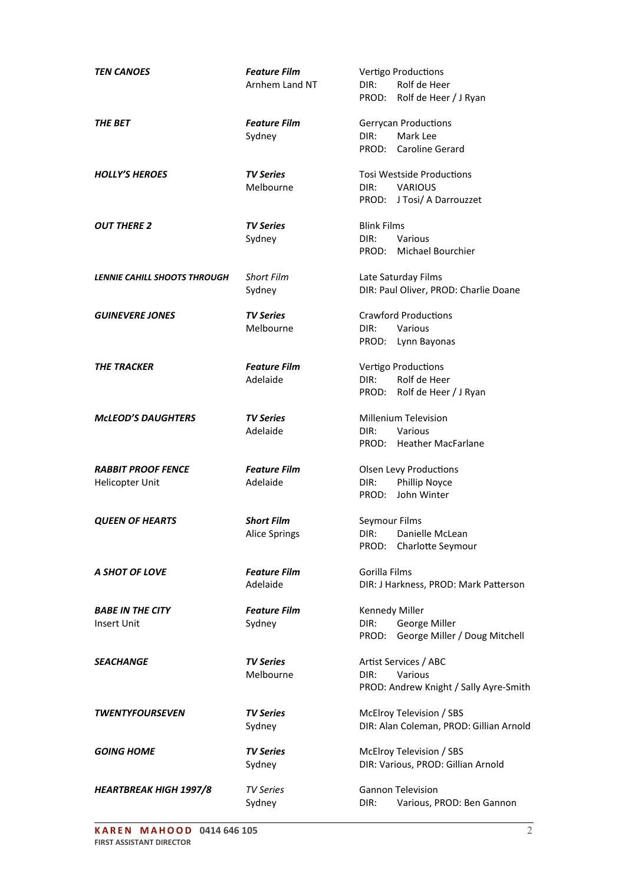| | | |
|---|---|---|
| ***TEN CANOES*** | ***Feature Film*** Arnhem Land NT | Vertigo Productions DIR: Rolf de Heer PROD: Rolf de Heer / J Ryan |
| ***THE BET*** | ***Feature Film*** Sydney | Gerrycan Productions DIR: Mark Lee PROD: Caroline Gerard |
| ***HOLLY'S HEROES*** | ***TV Series*** Melbourne | Tosi Westside Productions DIR: VARIOUS PROD: J Tosi/ A Darrouzzet |
| ***OUT THERE 2*** | ***TV Series*** Sydney | Blink Films DIR: Various PROD: Michael Bourchier |
| ***LENNIE CAHILL SHOOTS THROUGH*** | *Short Film* Sydney | Late Saturday Films DIR: Paul Oliver, PROD: Charlie Doane |
| ***GUINEVERE JONES*** | ***TV Series*** Melbourne | Crawford Productions DIR: Various PROD: Lynn Bayonas |
| ***THE TRACKER*** | ***Feature Film*** Adelaide | Vertigo Productions DIR: Rolf de Heer PROD: Rolf de Heer / J Ryan |
| ***McLEOD'S DAUGHTERS*** | ***TV Series*** Adelaide | Millenium Television DIR: Various PROD: Heather MacFarlane |
| ***RABBIT PROOF FENCE*** Helicopter Unit | ***Feature Film*** Adelaide | Olsen Levy Productions DIR: Phillip Noyce PROD: John Winter |
| ***QUEEN OF HEARTS*** | ***Short Film*** Alice Springs | Seymour Films DIR: Danielle McLean PROD: Charlotte Seymour |
| ***A SHOT OF LOVE*** | ***Feature Film*** Adelaide | Gorilla Films DIR: J Harkness, PROD: Mark Patterson |
| ***BABE IN THE CITY*** Insert Unit | ***Feature Film*** Sydney | Kennedy Miller DIR: George Miller PROD: George Miller / Doug Mitchell |
| ***SEACHANGE*** | ***TV Series*** Melbourne | Artist Services / ABC DIR: Various PROD: Andrew Knight / Sally Ayre-Smith |
| ***TWENTYFOURSEVEN*** | ***TV Series*** Sydney | McElroy Television / SBS DIR: Alan Coleman, PROD: Gillian Arnold |
| ***GOING HOME*** | ***TV Series*** Sydney | McElroy Television / SBS DIR: Various, PROD: Gillian Arnold |
| ***HEARTBREAK HIGH 1997/8*** | *TV Series* Sydney | Gannon Television DIR: Various, PROD: Ben Gannon |

**KAREN MAHOOD** 0414 646 105
FIRST ASSISTANT DIRECTOR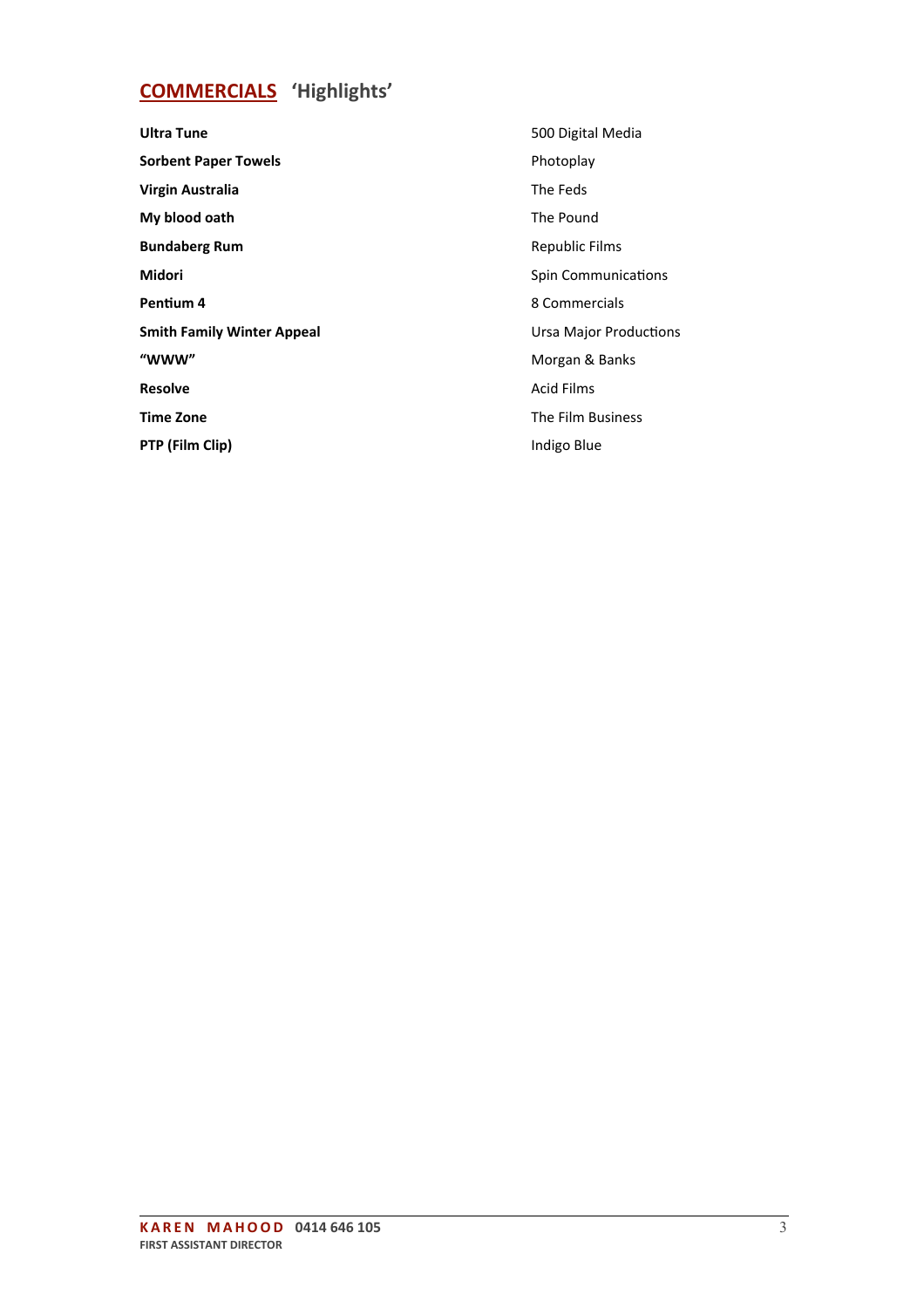## COMMERCIALS 'Highlights'

| | |
|---|---|
| **Ultra Tune** | 500 Digital Media |
| **Sorbent Paper Towels** | Photoplay |
| **Virgin Australia** | The Feds |
| **My blood oath** | The Pound |
| **Bundaberg Rum** | Republic Films |
| **Midori** | Spin Communications |
| **Pentium 4** | 8 Commercials |
| **Smith Family Winter Appeal** | Ursa Major Productions |
| **"WWW"** | Morgan & Banks |
| **Resolve** | Acid Films |
| **Time Zone** | The Film Business |
| **PTP (Film Clip)** | Indigo Blue |